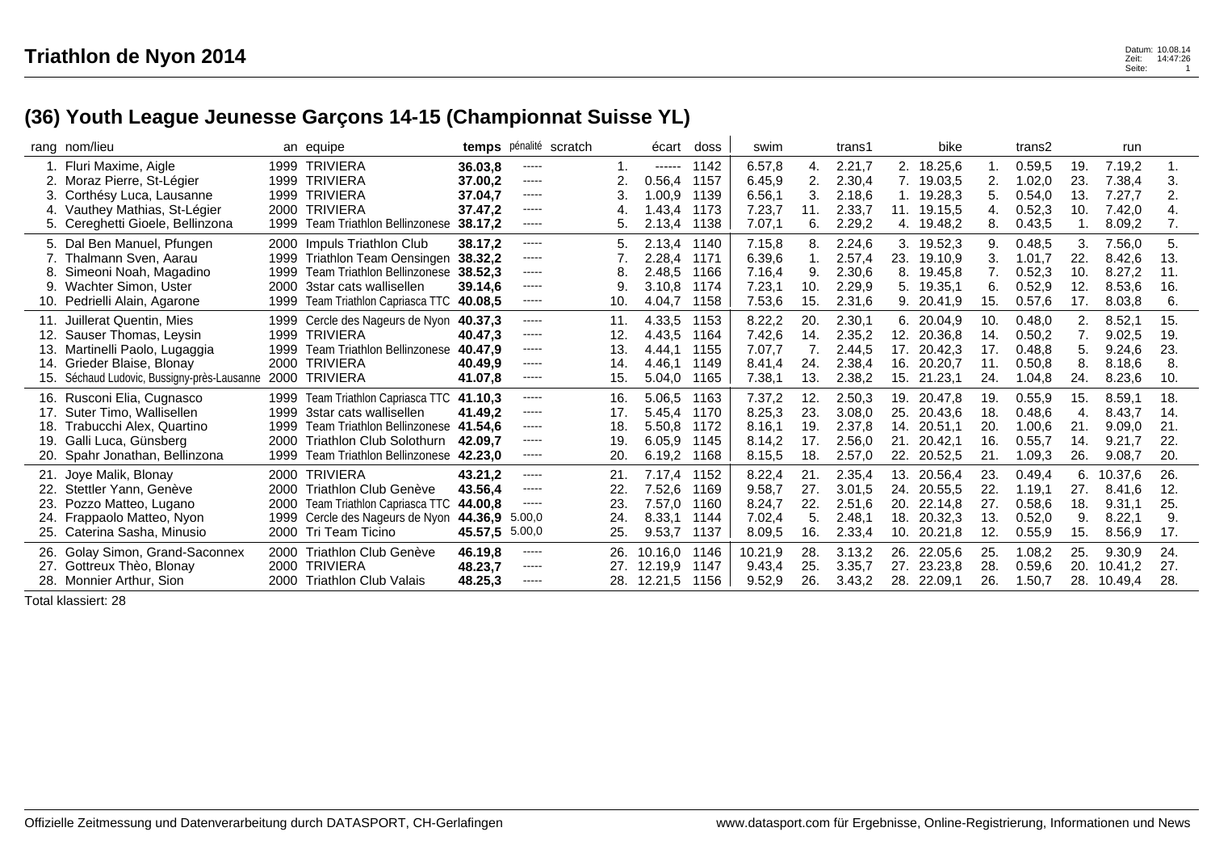# Triathlon de Nyon 2014

## (36) Youth League Jeunesse Garçons 14-15 (Championnat Suisse YL)

| rang | nom/lieu | an | equipe | temps | pénalité | scratch | écart | doss | swim | | trans1 | | bike | | trans2 | | run | |
|---|---|---|---|---|---|---|---|---|---|---|---|---|---|---|---|---|---|---|
| 1. | Fluri Maxime, Aigle | 1999 | TRIVIERA | **36.03,8** | ----- | 1. | ------ | 1142 | 6.57,8 | 4. | 2.21,7 | 2. | 18.25,6 | 1. | 0.59,5 | 19. | 7.19,2 | 1. |
| 2. | Moraz Pierre, St-Légier | 1999 | TRIVIERA | **37.00,2** | ----- | 2. | 0.56,4 | 1157 | 6.45,9 | 2. | 2.30,4 | 7. | 19.03,5 | 2. | 1.02,0 | 23. | 7.38,4 | 3. |
| 3. | Corthésy Luca, Lausanne | 1999 | TRIVIERA | **37.04,7** | ----- | 3. | 1.00,9 | 1139 | 6.56,1 | 3. | 2.18,6 | 1. | 19.28,3 | 5. | 0.54,0 | 13. | 7.27,7 | 2. |
| 4. | Vauthey Mathias, St-Légier | 2000 | TRIVIERA | **37.47,2** | ----- | 4. | 1.43,4 | 1173 | 7.23,7 | 11. | 2.33,7 | 11. | 19.15,5 | 4. | 0.52,3 | 10. | 7.42,0 | 4. |
| 5. | Cereghetti Gioele, Bellinzona | 1999 | Team Triathlon Bellinzonese | **38.17,2** | ----- | 5. | 2.13,4 | 1138 | 7.07,1 | 6. | 2.29,2 | 4. | 19.48,2 | 8. | 0.43,5 | 1. | 8.09,2 | 7. |
| 5. | Dal Ben Manuel, Pfungen | 2000 | Impuls Triathlon Club | **38.17,2** | ----- | 5. | 2.13,4 | 1140 | 7.15,8 | 8. | 2.24,6 | 3. | 19.52,3 | 9. | 0.48,5 | 3. | 7.56,0 | 5. |
| 7. | Thalmann Sven, Aarau | 1999 | Triathlon Team Oensingen | **38.32,2** | ----- | 7. | 2.28,4 | 1171 | 6.39,6 | 1. | 2.57,4 | 23. | 19.10,9 | 3. | 1.01,7 | 22. | 8.42,6 | 13. |
| 8. | Simeoni Noah, Magadino | 1999 | Team Triathlon Bellinzonese | **38.52,3** | ----- | 8. | 2.48,5 | 1166 | 7.16,4 | 9. | 2.30,6 | 8. | 19.45,8 | 7. | 0.52,3 | 10. | 8.27,2 | 11. |
| 9. | Wachter Simon, Uster | 2000 | 3star cats wallisellen | **39.14,6** | ----- | 9. | 3.10,8 | 1174 | 7.23,1 | 10. | 2.29,9 | 5. | 19.35,1 | 6. | 0.52,9 | 12. | 8.53,6 | 16. |
| 10. | Pedrielli Alain, Agarone | 1999 | Team Triathlon Capriasca TTC | **40.08,5** | ----- | 10. | 4.04,7 | 1158 | 7.53,6 | 15. | 2.31,6 | 9. | 20.41,9 | 15. | 0.57,6 | 17. | 8.03,8 | 6. |
| 11. | Juillerat Quentin, Mies | 1999 | Cercle des Nageurs de Nyon | **40.37,3** | ----- | 11. | 4.33,5 | 1153 | 8.22,2 | 20. | 2.30,1 | 6. | 20.04,9 | 10. | 0.48,0 | 2. | 8.52,1 | 15. |
| 12. | Sauser Thomas, Leysin | 1999 | TRIVIERA | **40.47,3** | ----- | 12. | 4.43,5 | 1164 | 7.42,6 | 14. | 2.35,2 | 12. | 20.36,8 | 14. | 0.50,2 | 7. | 9.02,5 | 19. |
| 13. | Martinelli Paolo, Lugaggia | 1999 | Team Triathlon Bellinzonese | **40.47,9** | ----- | 13. | 4.44,1 | 1155 | 7.07,7 | 7. | 2.44,5 | 17. | 20.42,3 | 17. | 0.48,8 | 5. | 9.24,6 | 23. |
| 14. | Grieder Blaise, Blonay | 2000 | TRIVIERA | **40.49,9** | ----- | 14. | 4.46,1 | 1149 | 8.41,4 | 24. | 2.38,4 | 16. | 20.20,7 | 11. | 0.50,8 | 8. | 8.18,6 | 8. |
| 15. | Séchaud Ludovic, Bussigny-près-Lausanne | 2000 | TRIVIERA | **41.07,8** | ----- | 15. | 5.04,0 | 1165 | 7.38,1 | 13. | 2.38,2 | 15. | 21.23,1 | 24. | 1.04,8 | 24. | 8.23,6 | 10. |
| 16. | Rusconi Elia, Cugnasco | 1999 | Team Triathlon Capriasca TTC | **41.10,3** | ----- | 16. | 5.06,5 | 1163 | 7.37,2 | 12. | 2.50,3 | 19. | 20.47,8 | 19. | 0.55,9 | 15. | 8.59,1 | 18. |
| 17. | Suter Timo, Wallisellen | 1999 | 3star cats wallisellen | **41.49,2** | ----- | 17. | 5.45,4 | 1170 | 8.25,3 | 23. | 3.08,0 | 25. | 20.43,6 | 18. | 0.48,6 | 4. | 8.43,7 | 14. |
| 18. | Trabucchi Alex, Quartino | 1999 | Team Triathlon Bellinzonese | **41.54,6** | ----- | 18. | 5.50,8 | 1172 | 8.16,1 | 19. | 2.37,8 | 14. | 20.51,1 | 20. | 1.00,6 | 21. | 9.09,0 | 21. |
| 19. | Galli Luca, Günsberg | 2000 | Triathlon Club Solothurn | **42.09,7** | ----- | 19. | 6.05,9 | 1145 | 8.14,2 | 17. | 2.56,0 | 21. | 20.42,1 | 16. | 0.55,7 | 14. | 9.21,7 | 22. |
| 20. | Spahr Jonathan, Bellinzona | 1999 | Team Triathlon Bellinzonese | **42.23,0** | ----- | 20. | 6.19,2 | 1168 | 8.15,5 | 18. | 2.57,0 | 22. | 20.52,5 | 21. | 1.09,3 | 26. | 9.08,7 | 20. |
| 21. | Joye Malik, Blonay | 2000 | TRIVIERA | **43.21,2** | ----- | 21. | 7.17,4 | 1152 | 8.22,4 | 21. | 2.35,4 | 13. | 20.56,4 | 23. | 0.49,4 | 6. | 10.37,6 | 26. |
| 22. | Stettler Yann, Genève | 2000 | Triathlon Club Genève | **43.56,4** | ----- | 22. | 7.52,6 | 1169 | 9.58,7 | 27. | 3.01,5 | 24. | 20.55,5 | 22. | 1.19,1 | 27. | 8.41,6 | 12. |
| 23. | Pozzo Matteo, Lugano | 2000 | Team Triathlon Capriasca TTC | **44.00,8** | ----- | 23. | 7.57,0 | 1160 | 8.24,7 | 22. | 2.51,6 | 20. | 22.14,8 | 27. | 0.58,6 | 18. | 9.31,1 | 25. |
| 24. | Frappaolo Matteo, Nyon | 1999 | Cercle des Nageurs de Nyon | **44.36,9** | 5.00,0 | 24. | 8.33,1 | 1144 | 7.02,4 | 5. | 2.48,1 | 18. | 20.32,3 | 13. | 0.52,0 | 9. | 8.22,1 | 9. |
| 25. | Caterina Sasha, Minusio | 2000 | Tri Team Ticino | **45.57,5** | 5.00,0 | 25. | 9.53,7 | 1137 | 8.09,5 | 16. | 2.33,4 | 10. | 20.21,8 | 12. | 0.55,9 | 15. | 8.56,9 | 17. |
| 26. | Golay Simon, Grand-Saconnex | 2000 | Triathlon Club Genève | **46.19,8** | ----- | 26. | 10.16,0 | 1146 | 10.21,9 | 28. | 3.13,2 | 26. | 22.05,6 | 25. | 1.08,2 | 25. | 9.30,9 | 24. |
| 27. | Gottreux Thèo, Blonay | 2000 | TRIVIERA | **48.23,7** | ----- | 27. | 12.19,9 | 1147 | 9.43,4 | 25. | 3.35,7 | 27. | 23.23,8 | 28. | 0.59,6 | 20. | 10.41,2 | 27. |
| 28. | Monnier Arthur, Sion | 2000 | Triathlon Club Valais | **48.25,3** | ----- | 28. | 12.21,5 | 1156 | 9.52,9 | 26. | 3.43,2 | 28. | 22.09,1 | 26. | 1.50,7 | 28. | 10.49,4 | 28. |

Total klassiert: 28

Offizielle Zeitmessung und Datenverarbeitung durch DATASPORT, CH-Gerlafingen

www.datasport.com für Ergebnisse, Online-Registrierung, Informationen und News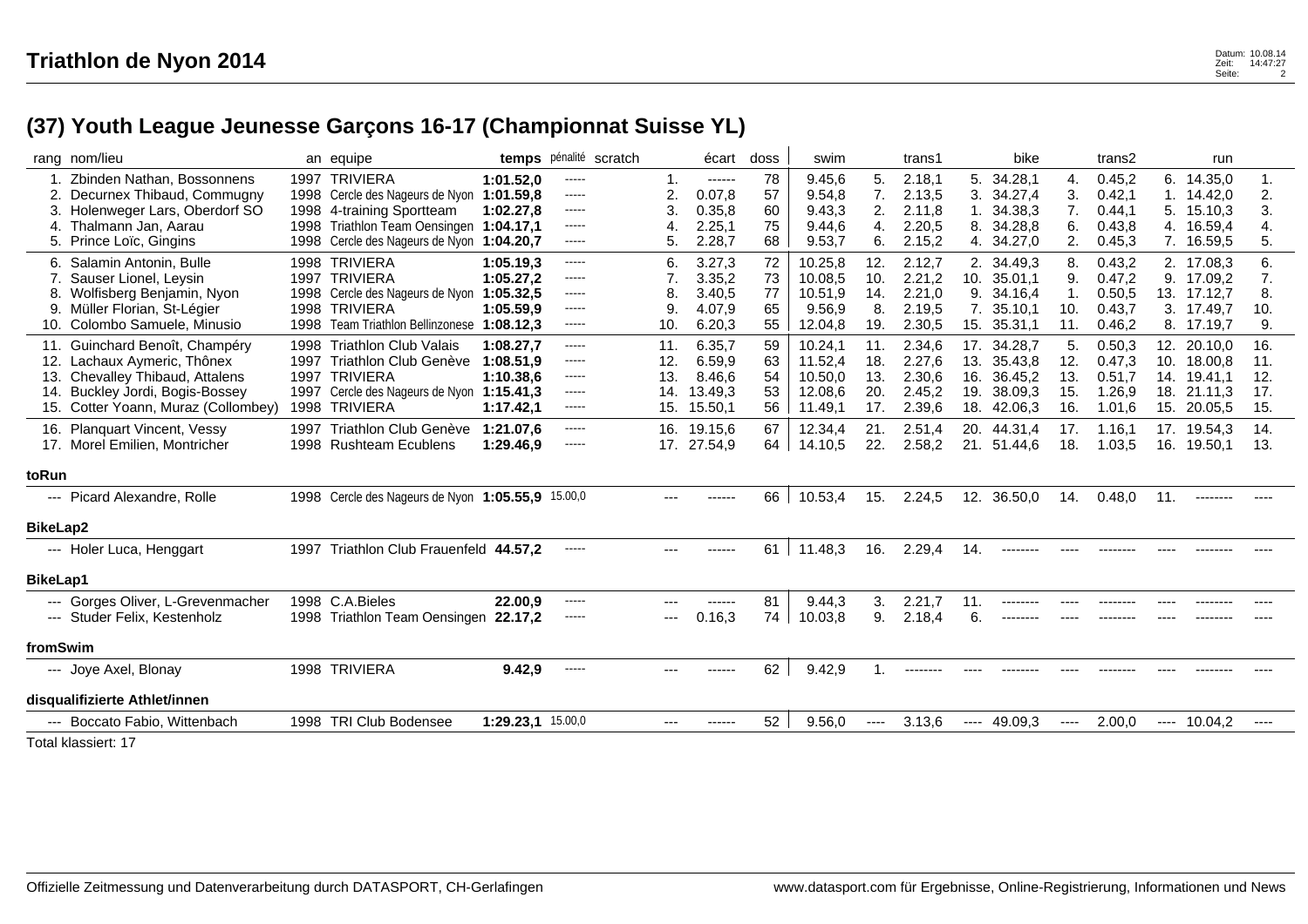# Triathlon de Nyon 2014

Datum: 10.08.14
Zeit: 14:47:27
Seite: 2

## (37) Youth League Jeunesse Garçons 16-17 (Championnat Suisse YL)

| rang | nom/lieu | an | equipe | temps | pénalité | scratch | | écart | doss | swim | | trans1 | | bike | | trans2 | | run | |
|---|---|---|---|---|---|---|---|---|---|---|---|---|---|---|---|---|---|---|---|
| 1. | Zbinden Nathan, Bossonnens | 1997 | TRIVIERA | **1:01.52,0** | ----- | | 1. | ------ | 78 | 9.45,6 | 5. | 2.18,1 | 5. | 34.28,1 | 4. | 0.45,2 | 6. | 14.35,0 | 1. |
| 2. | Decurnex Thibaud, Commugny | 1998 | Cercle des Nageurs de Nyon | **1:01.59,8** | ----- | | 2. | 0.07,8 | 57 | 9.54,8 | 7. | 2.13,5 | 3. | 34.27,4 | 3. | 0.42,1 | 1. | 14.42,0 | 2. |
| 3. | Holenweger Lars, Oberdorf SO | 1998 | 4-training Sportteam | **1:02.27,8** | ----- | | 3. | 0.35,8 | 60 | 9.43,3 | 2. | 2.11,8 | 1. | 34.38,3 | 7. | 0.44,1 | 5. | 15.10,3 | 3. |
| 4. | Thalmann Jan, Aarau | 1998 | Triathlon Team Oensingen | **1:04.17,1** | ----- | | 4. | 2.25,1 | 75 | 9.44,6 | 4. | 2.20,5 | 8. | 34.28,8 | 6. | 0.43,8 | 4. | 16.59,4 | 4. |
| 5. | Prince Loïc, Gingins | 1998 | Cercle des Nageurs de Nyon | **1:04.20,7** | ----- | | 5. | 2.28,7 | 68 | 9.53,7 | 6. | 2.15,2 | 4. | 34.27,0 | 2. | 0.45,3 | 7. | 16.59,5 | 5. |
| 6. | Salamin Antonin, Bulle | 1998 | TRIVIERA | **1:05.19,3** | ----- | | 6. | 3.27,3 | 72 | 10.25,8 | 12. | 2.12,7 | 2. | 34.49,3 | 8. | 0.43,2 | 2. | 17.08,3 | 6. |
| 7. | Sauser Lionel, Leysin | 1997 | TRIVIERA | **1:05.27,2** | ----- | | 7. | 3.35,2 | 73 | 10.08,5 | 10. | 2.21,2 | 10. | 35.01,1 | 9. | 0.47,2 | 9. | 17.09,2 | 7. |
| 8. | Wolfisberg Benjamin, Nyon | 1998 | Cercle des Nageurs de Nyon | **1:05.32,5** | ----- | | 8. | 3.40,5 | 77 | 10.51,9 | 14. | 2.21,0 | 9. | 34.16,4 | 1. | 0.50,5 | 13. | 17.12,7 | 8. |
| 9. | Müller Florian, St-Légier | 1998 | TRIVIERA | **1:05.59,9** | ----- | | 9. | 4.07,9 | 65 | 9.56,9 | 8. | 2.19,5 | 7. | 35.10,1 | 10. | 0.43,7 | 3. | 17.49,7 | 10. |
| 10. | Colombo Samuele, Minusio | 1998 | Team Triathlon Bellinzonese | **1:08.12,3** | ----- | | 10. | 6.20,3 | 55 | 12.04,8 | 19. | 2.30,5 | 15. | 35.31,1 | 11. | 0.46,2 | 8. | 17.19,7 | 9. |
| 11. | Guinchard Benoît, Champéry | 1998 | Triathlon Club Valais | **1:08.27,7** | ----- | | 11. | 6.35,7 | 59 | 10.24,1 | 11. | 2.34,6 | 17. | 34.28,7 | 5. | 0.50,3 | 12. | 20.10,0 | 16. |
| 12. | Lachaux Aymeric, Thônex | 1997 | Triathlon Club Genève | **1:08.51,9** | ----- | | 12. | 6.59,9 | 63 | 11.52,4 | 18. | 2.27,6 | 13. | 35.43,8 | 12. | 0.47,3 | 10. | 18.00,8 | 11. |
| 13. | Chevalley Thibaud, Attalens | 1997 | TRIVIERA | **1:10.38,6** | ----- | | 13. | 8.46,6 | 54 | 10.50,0 | 13. | 2.30,6 | 16. | 36.45,2 | 13. | 0.51,7 | 14. | 19.41,1 | 12. |
| 14. | Buckley Jordi, Bogis-Bossey | 1997 | Cercle des Nageurs de Nyon | **1:15.41,3** | ----- | | 14. | 13.49,3 | 53 | 12.08,6 | 20. | 2.45,2 | 19. | 38.09,3 | 15. | 1.26,9 | 18. | 21.11,3 | 17. |
| 15. | Cotter Yoann, Muraz (Collombey) | 1998 | TRIVIERA | **1:17.42,1** | ----- | | 15. | 15.50,1 | 56 | 11.49,1 | 17. | 2.39,6 | 18. | 42.06,3 | 16. | 1.01,6 | 15. | 20.05,5 | 15. |
| 16. | Planquart Vincent, Vessy | 1997 | Triathlon Club Genève | **1:21.07,6** | ----- | | 16. | 19.15,6 | 67 | 12.34,4 | 21. | 2.51,4 | 20. | 44.31,4 | 17. | 1.16,1 | 17. | 19.54,3 | 14. |
| 17. | Morel Emilien, Montricher | 1998 | Rushteam Ecublens | **1:29.46,9** | ----- | | 17. | 27.54,9 | 64 | 14.10,5 | 22. | 2.58,2 | 21. | 51.44,6 | 18. | 1.03,5 | 16. | 19.50,1 | 13. |
| **toRun** | | | | | | | | | | | | | | | | | | | |
| --- | Picard Alexandre, Rolle | 1998 | Cercle des Nageurs de Nyon | **1:05.55,9** | 15.00,0 | | --- | ------ | 66 | 10.53,4 | 15. | 2.24,5 | 12. | 36.50,0 | 14. | 0.48,0 | 11. | -------- | ---- |
| **BikeLap2** | | | | | | | | | | | | | | | | | | | |
| --- | Holer Luca, Henggart | 1997 | Triathlon Club Frauenfeld | **44.57,2** | ----- | | --- | ------ | 61 | 11.48,3 | 16. | 2.29,4 | 14. | -------- | ---- | -------- | ---- | -------- | ---- |
| **BikeLap1** | | | | | | | | | | | | | | | | | | | |
| --- | Gorges Oliver, L-Grevenmacher | 1998 | C.A.Bieles | **22.00,9** | ----- | | --- | ------ | 81 | 9.44,3 | 3. | 2.21,7 | 11. | -------- | ---- | -------- | ---- | -------- | ---- |
| --- | Studer Felix, Kestenholz | 1998 | Triathlon Team Oensingen | **22.17,2** | ----- | | --- | 0.16,3 | 74 | 10.03,8 | 9. | 2.18,4 | 6. | -------- | ---- | -------- | ---- | -------- | ---- |
| **fromSwim** | | | | | | | | | | | | | | | | | | | |
| --- | Joye Axel, Blonay | 1998 | TRIVIERA | **9.42,9** | ----- | | --- | ------ | 62 | 9.42,9 | 1. | -------- | ---- | -------- | ---- | -------- | ---- | -------- | ---- |
| **disqualifizierte Athlet/innen** | | | | | | | | | | | | | | | | | | | |
| --- | Boccato Fabio, Wittenbach | 1998 | TRI Club Bodensee | **1:29.23,1** | 15.00,0 | | --- | ------ | 52 | 9.56,0 | ---- | 3.13,6 | ---- | 49.09,3 | ---- | 2.00,0 | ---- | 10.04,2 | ---- |

Total klassiert: 17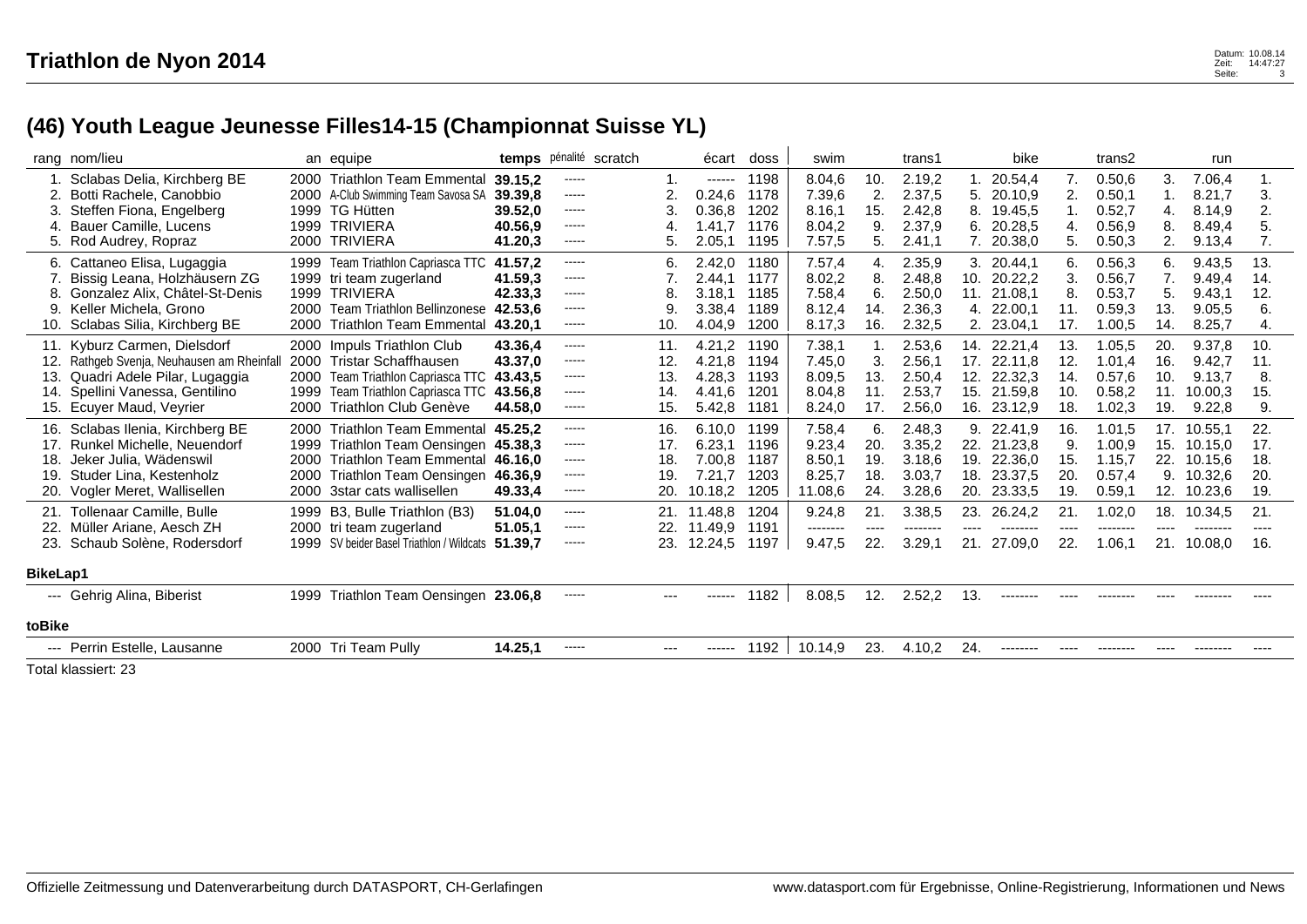# Triathlon de Nyon 2014

## (46) Youth League Jeunesse Filles14-15 (Championnat Suisse YL)

| rang | nom/lieu | an | equipe | temps | pénalité | scratch | | écart | doss | swim | | trans1 | | bike | | trans2 | | run | |
|---|---|---|---|---|---|---|---|---|---|---|---|---|---|---|---|---|---|---|---|
| 1. | Sclabas Delia, Kirchberg BE | 2000 | Triathlon Team Emmental | **39.15,2** | ----- | | 1. | ------ | 1198 | 8.04,6 | 10. | 2.19,2 | 1. | 20.54,4 | 7. | 0.50,6 | 3. | 7.06,4 | 1. |
| 2. | Botti Rachele, Canobbio | 2000 | A-Club Swimming Team Savosa SA | **39.39,8** | ----- | | 2. | 0.24,6 | 1178 | 7.39,6 | 2. | 2.37,5 | 5. | 20.10,9 | 2. | 0.50,1 | 1. | 8.21,7 | 3. |
| 3. | Steffen Fiona, Engelberg | 1999 | TG Hütten | **39.52,0** | ----- | | 3. | 0.36,8 | 1202 | 8.16,1 | 15. | 2.42,8 | 8. | 19.45,5 | 1. | 0.52,7 | 4. | 8.14,9 | 2. |
| 4. | Bauer Camille, Lucens | 1999 | TRIVIERA | **40.56,9** | ----- | | 4. | 1.41,7 | 1176 | 8.04,2 | 9. | 2.37,9 | 6. | 20.28,5 | 4. | 0.56,9 | 8. | 8.49,4 | 5. |
| 5. | Rod Audrey, Ropraz | 2000 | TRIVIERA | **41.20,3** | ----- | | 5. | 2.05,1 | 1195 | 7.57,5 | 5. | 2.41,1 | 7. | 20.38,0 | 5. | 0.50,3 | 2. | 9.13,4 | 7. |
| 6. | Cattaneo Elisa, Lugaggia | 1999 | Team Triathlon Capriasca TTC | **41.57,2** | ----- | | 6. | 2.42,0 | 1180 | 7.57,4 | 4. | 2.35,9 | 3. | 20.44,1 | 6. | 0.56,3 | 6. | 9.43,5 | 13. |
| 7. | Bissig Leana, Holzhäusern ZG | 1999 | tri team zugerland | **41.59,3** | ----- | | 7. | 2.44,1 | 1177 | 8.02,2 | 8. | 2.48,8 | 10. | 20.22,2 | 3. | 0.56,7 | 7. | 9.49,4 | 14. |
| 8. | Gonzalez Alix, Châtel-St-Denis | 1999 | TRIVIERA | **42.33,3** | ----- | | 8. | 3.18,1 | 1185 | 7.58,4 | 6. | 2.50,0 | 11. | 21.08,1 | 8. | 0.53,7 | 5. | 9.43,1 | 12. |
| 9. | Keller Michela, Grono | 2000 | Team Triathlon Bellinzonese | **42.53,6** | ----- | | 9. | 3.38,4 | 1189 | 8.12,4 | 14. | 2.36,3 | 4. | 22.00,1 | 11. | 0.59,3 | 13. | 9.05,5 | 6. |
| 10. | Sclabas Silia, Kirchberg BE | 2000 | Triathlon Team Emmental | **43.20,1** | ----- | | 10. | 4.04,9 | 1200 | 8.17,3 | 16. | 2.32,5 | 2. | 23.04,1 | 17. | 1.00,5 | 14. | 8.25,7 | 4. |
| 11. | Kyburz Carmen, Dielsdorf | 2000 | Impuls Triathlon Club | **43.36,4** | ----- | | 11. | 4.21,2 | 1190 | 7.38,1 | 1. | 2.53,6 | 14. | 22.21,4 | 13. | 1.05,5 | 20. | 9.37,8 | 10. |
| 12. | Rathgeb Svenja, Neuhausen am Rheinfall | 2000 | Tristar Schaffhausen | **43.37,0** | ----- | | 12. | 4.21,8 | 1194 | 7.45,0 | 3. | 2.56,1 | 17. | 22.11,8 | 12. | 1.01,4 | 16. | 9.42,7 | 11. |
| 13. | Quadri Adele Pilar, Lugaggia | 2000 | Team Triathlon Capriasca TTC | **43.43,5** | ----- | | 13. | 4.28,3 | 1193 | 8.09,5 | 13. | 2.50,4 | 12. | 22.32,3 | 14. | 0.57,6 | 10. | 9.13,7 | 8. |
| 14. | Spellini Vanessa, Gentilino | 1999 | Team Triathlon Capriasca TTC | **43.56,8** | ----- | | 14. | 4.41,6 | 1201 | 8.04,8 | 11. | 2.53,7 | 15. | 21.59,8 | 10. | 0.58,2 | 11. | 10.00,3 | 15. |
| 15. | Ecuyer Maud, Veyrier | 2000 | Triathlon Club Genève | **44.58,0** | ----- | | 15. | 5.42,8 | 1181 | 8.24,0 | 17. | 2.56,0 | 16. | 23.12,9 | 18. | 1.02,3 | 19. | 9.22,8 | 9. |
| 16. | Sclabas Ilenia, Kirchberg BE | 2000 | Triathlon Team Emmental | **45.25,2** | ----- | | 16. | 6.10,0 | 1199 | 7.58,4 | 6. | 2.48,3 | 9. | 22.41,9 | 16. | 1.01,5 | 17. | 10.55,1 | 22. |
| 17. | Runkel Michelle, Neuendorf | 1999 | Triathlon Team Oensingen | **45.38,3** | ----- | | 17. | 6.23,1 | 1196 | 9.23,4 | 20. | 3.35,2 | 22. | 21.23,8 | 9. | 1.00,9 | 15. | 10.15,0 | 17. |
| 18. | Jeker Julia, Wädenswil | 2000 | Triathlon Team Emmental | **46.16,0** | ----- | | 18. | 7.00,8 | 1187 | 8.50,1 | 19. | 3.18,6 | 19. | 22.36,0 | 15. | 1.15,7 | 22. | 10.15,6 | 18. |
| 19. | Studer Lina, Kestenholz | 2000 | Triathlon Team Oensingen | **46.36,9** | ----- | | 19. | 7.21,7 | 1203 | 8.25,7 | 18. | 3.03,7 | 18. | 23.37,5 | 20. | 0.57,4 | 9. | 10.32,6 | 20. |
| 20. | Vogler Meret, Wallisellen | 2000 | 3star cats wallisellen | **49.33,4** | ----- | | 20. | 10.18,2 | 1205 | 11.08,6 | 24. | 3.28,6 | 20. | 23.33,5 | 19. | 0.59,1 | 12. | 10.23,6 | 19. |
| 21. | Tollenaar Camille, Bulle | 1999 | B3, Bulle Triathlon (B3) | **51.04,0** | ----- | | 21. | 11.48,8 | 1204 | 9.24,8 | 21. | 3.38,5 | 23. | 26.24,2 | 21. | 1.02,0 | 18. | 10.34,5 | 21. |
| 22. | Müller Ariane, Aesch ZH | 2000 | tri team zugerland | **51.05,1** | ----- | | 22. | 11.49,9 | 1191 | -------- | ---- | -------- | ---- | -------- | ---- | -------- | ---- | -------- | ---- |
| 23. | Schaub Solène, Rodersdorf | 1999 | SV beider Basel Triathlon / Wildcats | **51.39,7** | ----- | | 23. | 12.24,5 | 1197 | 9.47,5 | 22. | 3.29,1 | 21. | 27.09,0 | 22. | 1.06,1 | 21. | 10.08,0 | 16. |

**BikeLap1**

| rang | nom/lieu | an | equipe | temps | pénalité | scratch | | écart | doss | swim | | trans1 | | bike | | trans2 | | run | |
|---|---|---|---|---|---|---|---|---|---|---|---|---|---|---|---|---|---|---|---|
| --- | Gehrig Alina, Biberist | 1999 | Triathlon Team Oensingen | **23.06,8** | ----- | | --- | ------ | 1182 | 8.08,5 | 12. | 2.52,2 | 13. | -------- | ---- | -------- | ---- | -------- | ---- |

**toBike**

| rang | nom/lieu | an | equipe | temps | pénalité | scratch | | écart | doss | swim | | trans1 | | bike | | trans2 | | run | |
|---|---|---|---|---|---|---|---|---|---|---|---|---|---|---|---|---|---|---|---|
| --- | Perrin Estelle, Lausanne | 2000 | Tri Team Pully | **14.25,1** | ----- | | --- | ------ | 1192 | 10.14,9 | 23. | 4.10,2 | 24. | -------- | ---- | -------- | ---- | -------- | ---- |

Total klassiert: 23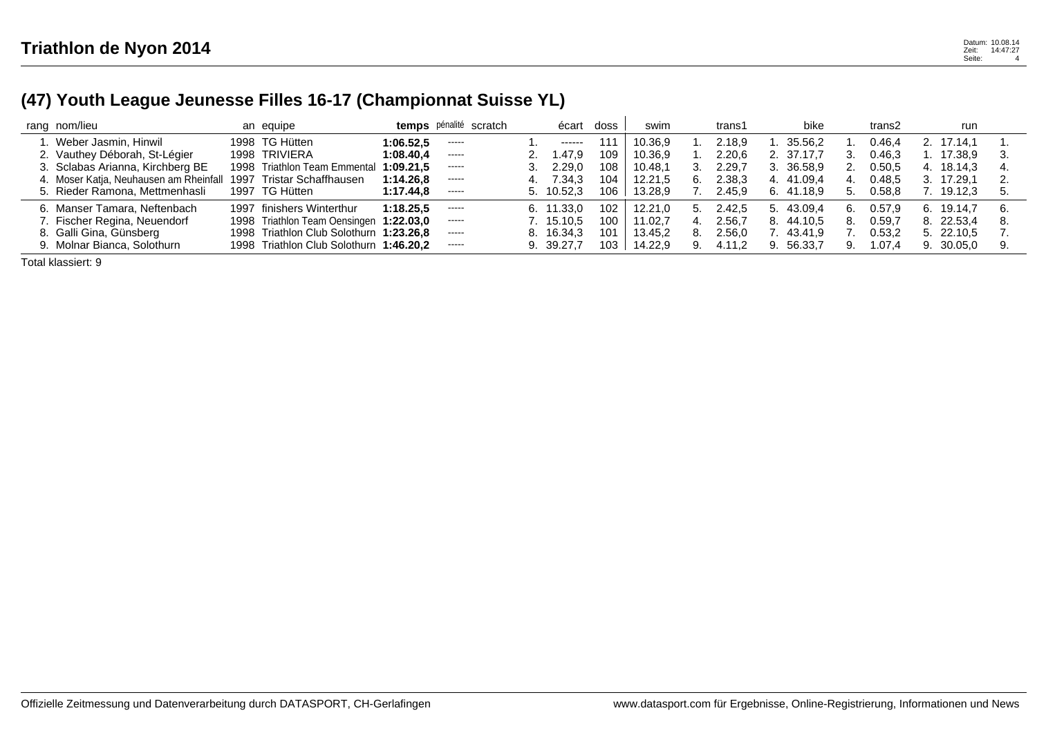## (47) Youth League Jeunesse Filles 16-17 (Championnat Suisse YL)

| rang | nom/lieu | an | equipe | temps | pénalité | scratch | écart | doss | swim | | trans1 | | bike | | trans2 | | run | |
|---|---|---|---|---|---|---|---|---|---|---|---|---|---|---|---|---|---|---|
| 1. | Weber Jasmin, Hinwil | 1998 | TG Hütten | **1:06.52,5** | ----- | 1. | ------ | 111 | 10.36,9 | 1. | 2.18,9 | 1. | 35.56,2 | 1. | 0.46,4 | 2. | 17.14,1 | 1. |
| 2. | Vauthey Déborah, St-Légier | 1998 | TRIVIERA | **1:08.40,4** | ----- | 2. | 1.47,9 | 109 | 10.36,9 | 1. | 2.20,6 | 2. | 37.17,7 | 3. | 0.46,3 | 1. | 17.38,9 | 3. |
| 3. | Sclabas Arianna, Kirchberg BE | 1998 | Triathlon Team Emmental | **1:09.21,5** | ----- | 3. | 2.29,0 | 108 | 10.48,1 | 3. | 2.29,7 | 3. | 36.58,9 | 2. | 0.50,5 | 4. | 18.14,3 | 4. |
| 4. | Moser Katja, Neuhausen am Rheinfall | 1997 | Tristar Schaffhausen | **1:14.26,8** | ----- | 4. | 7.34,3 | 104 | 12.21,5 | 6. | 2.38,3 | 4. | 41.09,4 | 4. | 0.48,5 | 3. | 17.29,1 | 2. |
| 5. | Rieder Ramona, Mettmenhasli | 1997 | TG Hütten | **1:17.44,8** | ----- | 5. | 10.52,3 | 106 | 13.28,9 | 7. | 2.45,9 | 6. | 41.18,9 | 5. | 0.58,8 | 7. | 19.12,3 | 5. |
| 6. | Manser Tamara, Neftenbach | 1997 | finishers Winterthur | **1:18.25,5** | ----- | 6. | 11.33,0 | 102 | 12.21,0 | 5. | 2.42,5 | 5. | 43.09,4 | 6. | 0.57,9 | 6. | 19.14,7 | 6. |
| 7. | Fischer Regina, Neuendorf | 1998 | Triathlon Team Oensingen | **1:22.03,0** | ----- | 7. | 15.10,5 | 100 | 11.02,7 | 4. | 2.56,7 | 8. | 44.10,5 | 8. | 0.59,7 | 8. | 22.53,4 | 8. |
| 8. | Galli Gina, Günsberg | 1998 | Triathlon Club Solothurn | **1:23.26,8** | ----- | 8. | 16.34,3 | 101 | 13.45,2 | 8. | 2.56,0 | 7. | 43.41,9 | 7. | 0.53,2 | 5. | 22.10,5 | 7. |
| 9. | Molnar Bianca, Solothurn | 1998 | Triathlon Club Solothurn | **1:46.20,2** | ----- | 9. | 39.27,7 | 103 | 14.22,9 | 9. | 4.11,2 | 9. | 56.33,7 | 9. | 1.07,4 | 9. | 30.05,0 | 9. |

Total klassiert: 9